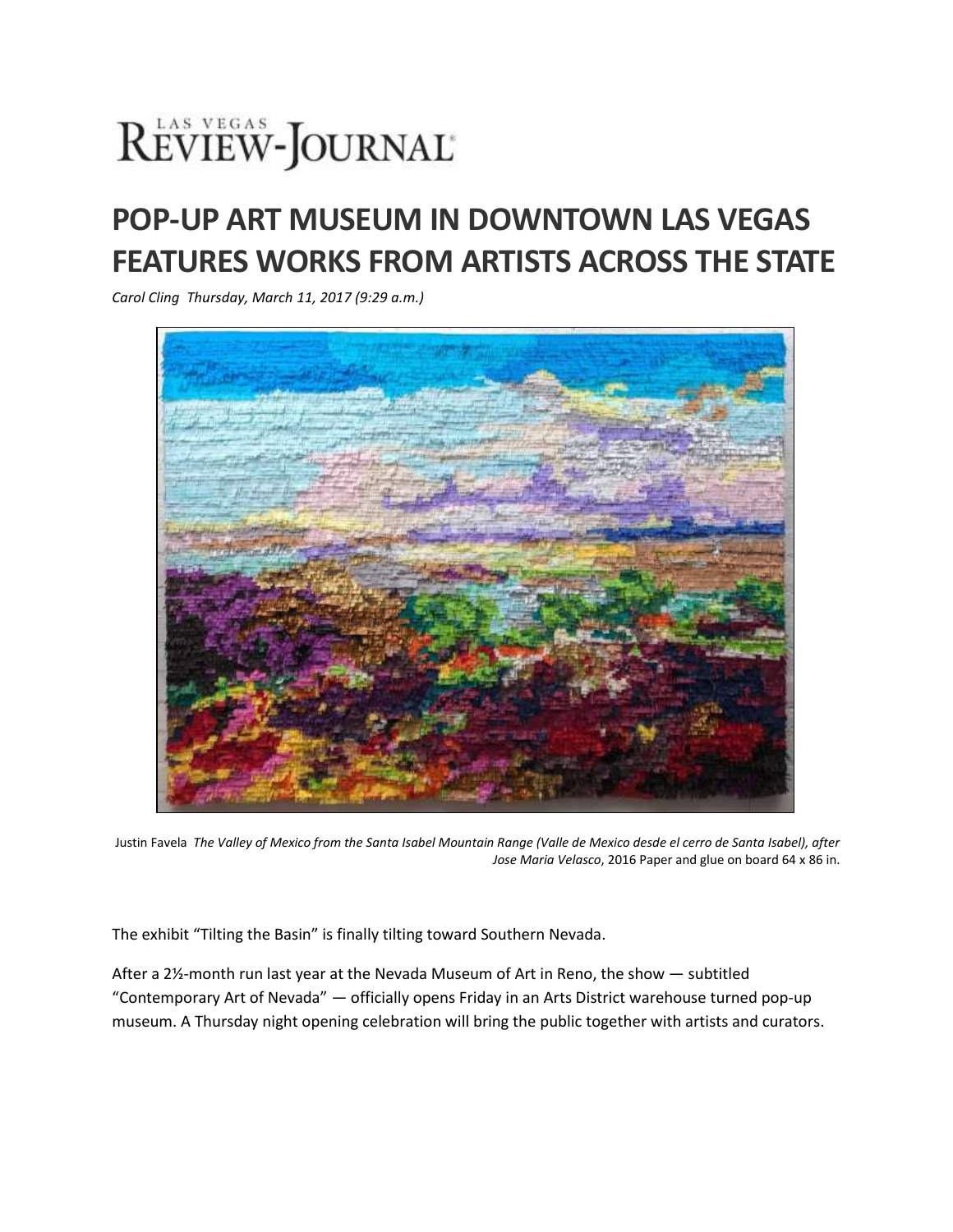LAS VEGAS REVIEW-JOURNAL

# POP-UP ART MUSEUM IN DOWNTOWN LAS VEGAS FEATURES WORKS FROM ARTISTS ACROSS THE STATE

*Carol Cling Thursday, March 11, 2017 (9:29 a.m.)*

Justin Favela *The Valley of Mexico from the Santa Isabel Mountain Range (Valle de Mexico desde el cerro de Santa Isabel), after Jose Maria Velasco*, 2016 Paper and glue on board 64 x 86 in.

The exhibit "Tilting the Basin" is finally tilting toward Southern Nevada.

After a 2½-month run last year at the Nevada Museum of Art in Reno, the show — subtitled "Contemporary Art of Nevada" — officially opens Friday in an Arts District warehouse turned pop-up museum. A Thursday night opening celebration will bring the public together with artists and curators.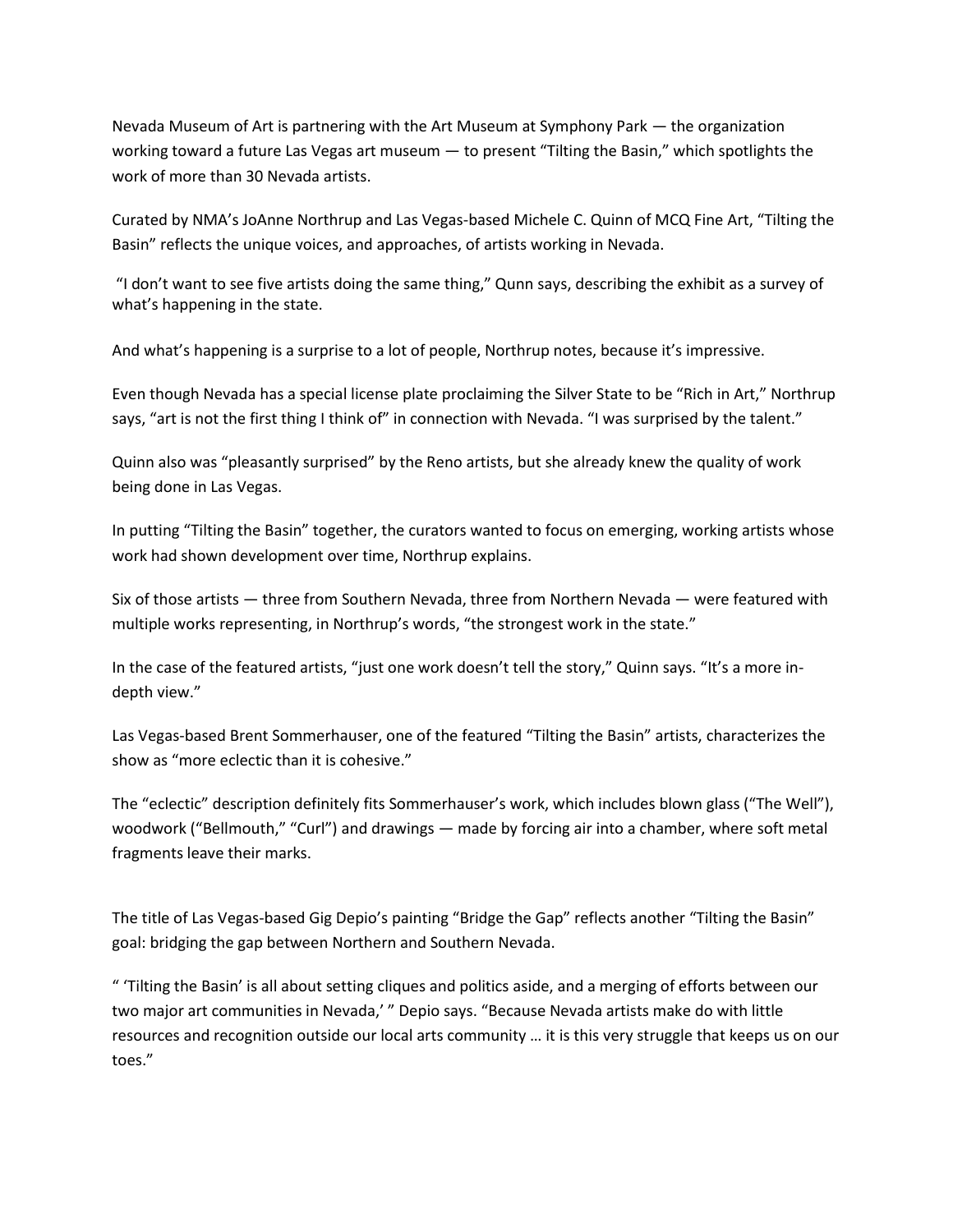Nevada Museum of Art is partnering with the Art Museum at Symphony Park — the organization working toward a future Las Vegas art museum — to present "Tilting the Basin," which spotlights the work of more than 30 Nevada artists.

Curated by NMA's JoAnne Northrup and Las Vegas-based Michele C. Quinn of MCQ Fine Art, "Tilting the Basin" reflects the unique voices, and approaches, of artists working in Nevada.

"I don't want to see five artists doing the same thing," Qunn says, describing the exhibit as a survey of what's happening in the state.

And what's happening is a surprise to a lot of people, Northrup notes, because it's impressive.

Even though Nevada has a special license plate proclaiming the Silver State to be "Rich in Art," Northrup says, "art is not the first thing I think of" in connection with Nevada. "I was surprised by the talent."

Quinn also was "pleasantly surprised" by the Reno artists, but she already knew the quality of work being done in Las Vegas.

In putting "Tilting the Basin" together, the curators wanted to focus on emerging, working artists whose work had shown development over time, Northrup explains.

Six of those artists — three from Southern Nevada, three from Northern Nevada — were featured with multiple works representing, in Northrup's words, "the strongest work in the state."

In the case of the featured artists, "just one work doesn't tell the story," Quinn says. "It's a more in-depth view."

Las Vegas-based Brent Sommerhauser, one of the featured "Tilting the Basin" artists, characterizes the show as "more eclectic than it is cohesive."

The "eclectic" description definitely fits Sommerhauser's work, which includes blown glass ("The Well"), woodwork ("Bellmouth," "Curl") and drawings — made by forcing air into a chamber, where soft metal fragments leave their marks.

The title of Las Vegas-based Gig Depio's painting "Bridge the Gap" reflects another "Tilting the Basin" goal: bridging the gap between Northern and Southern Nevada.

" 'Tilting the Basin' is all about setting cliques and politics aside, and a merging of efforts between our two major art communities in Nevada,' " Depio says. "Because Nevada artists make do with little resources and recognition outside our local arts community … it is this very struggle that keeps us on our toes."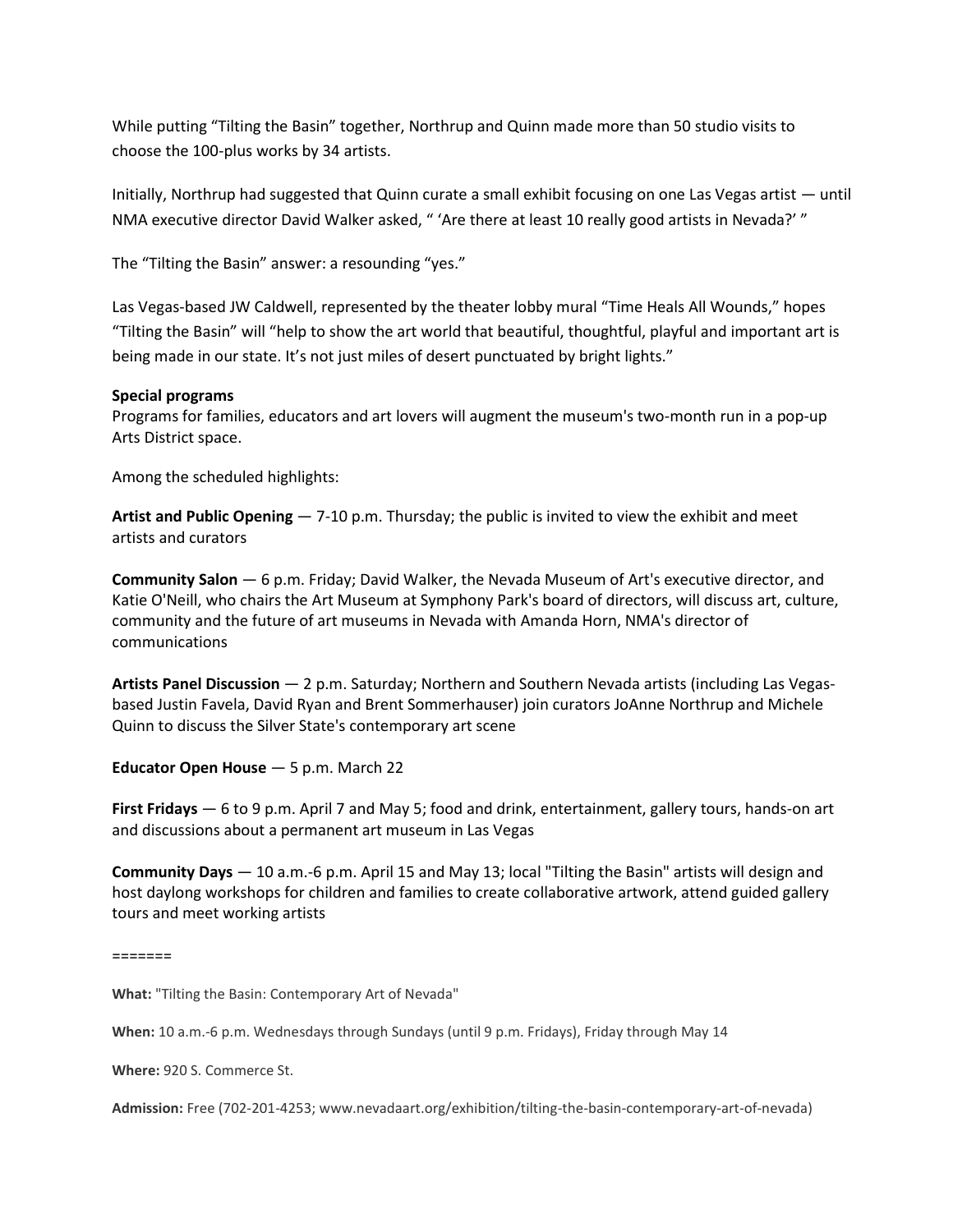While putting "Tilting the Basin" together, Northrup and Quinn made more than 50 studio visits to choose the 100-plus works by 34 artists.

Initially, Northrup had suggested that Quinn curate a small exhibit focusing on one Las Vegas artist — until NMA executive director David Walker asked, " 'Are there at least 10 really good artists in Nevada?' "

The "Tilting the Basin" answer: a resounding "yes."

Las Vegas-based JW Caldwell, represented by the theater lobby mural "Time Heals All Wounds," hopes "Tilting the Basin" will "help to show the art world that beautiful, thoughtful, playful and important art is being made in our state. It's not just miles of desert punctuated by bright lights."

**Special programs**
Programs for families, educators and art lovers will augment the museum's two-month run in a pop-up Arts District space.

Among the scheduled highlights:

**Artist and Public Opening** — 7-10 p.m. Thursday; the public is invited to view the exhibit and meet artists and curators

**Community Salon** — 6 p.m. Friday; David Walker, the Nevada Museum of Art's executive director, and Katie O'Neill, who chairs the Art Museum at Symphony Park's board of directors, will discuss art, culture, community and the future of art museums in Nevada with Amanda Horn, NMA's director of communications

**Artists Panel Discussion** — 2 p.m. Saturday; Northern and Southern Nevada artists (including Las Vegas-based Justin Favela, David Ryan and Brent Sommerhauser) join curators JoAnne Northrup and Michele Quinn to discuss the Silver State's contemporary art scene

**Educator Open House** — 5 p.m. March 22

**First Fridays** — 6 to 9 p.m. April 7 and May 5; food and drink, entertainment, gallery tours, hands-on art and discussions about a permanent art museum in Las Vegas

**Community Days** — 10 a.m.-6 p.m. April 15 and May 13; local "Tilting the Basin" artists will design and host daylong workshops for children and families to create collaborative artwork, attend guided gallery tours and meet working artists

=======

**What:** "Tilting the Basin: Contemporary Art of Nevada"

**When:** 10 a.m.-6 p.m. Wednesdays through Sundays (until 9 p.m. Fridays), Friday through May 14

**Where:** 920 S. Commerce St.

**Admission:** Free (702-201-4253; www.nevadaart.org/exhibition/tilting-the-basin-contemporary-art-of-nevada)